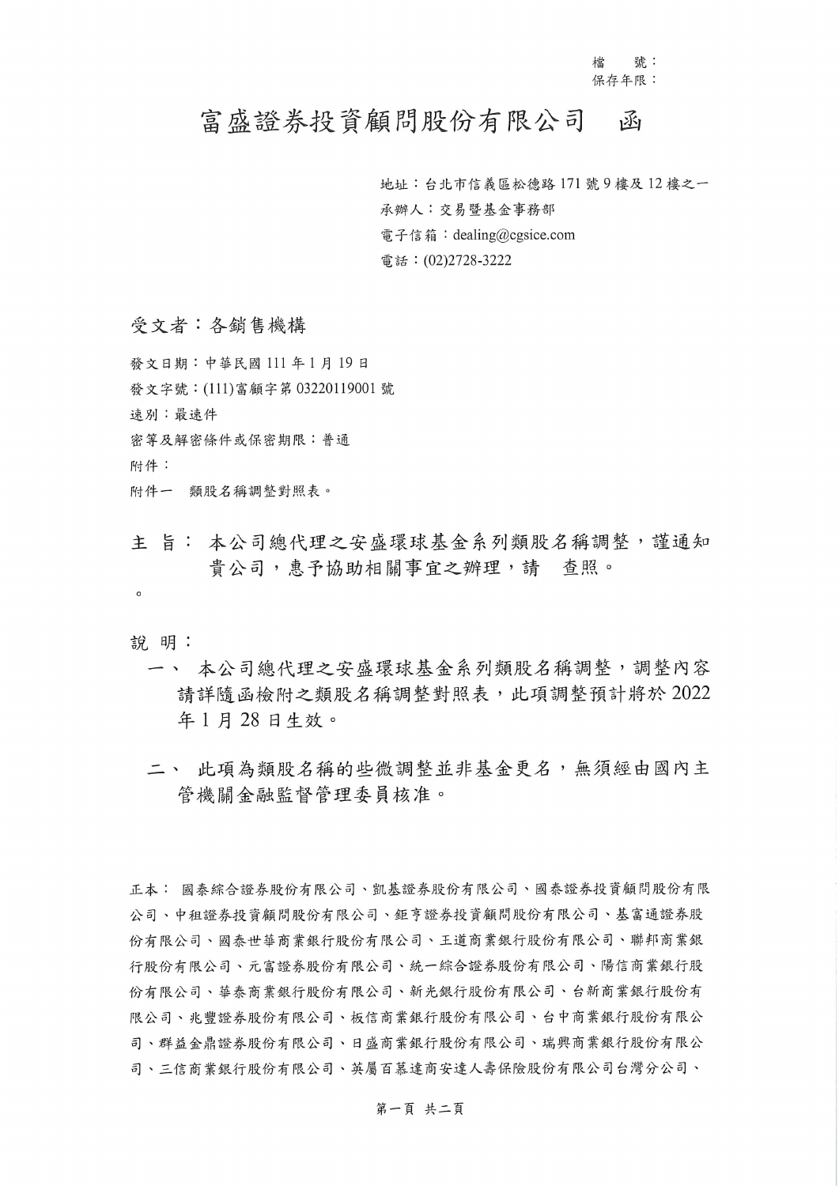檔　　號：
保存年限：

# 富盛證券投資顧問股份有限公司　函

地址：台北市信義區松德路 171 號 9 樓及 12 樓之一
承辦人：交易暨基金事務部
電子信箱：dealing@cgsice.com
電話：(02)2728-3222

受文者：各銷售機構

發文日期：中華民國 111 年 1 月 19 日
發文字號：(111)富顧字第 03220119001 號
速別：最速件
密等及解密條件或保密期限：普通
附件：
附件一　類股名稱調整對照表。

主　旨：本公司總代理之安盛環球基金系列類股名稱調整，謹通知貴公司，惠予協助相關事宜之辦理，請　查照。
。

說　明：

一、 本公司總代理之安盛環球基金系列類股名稱調整，調整內容請詳隨函檢附之類股名稱調整對照表，此項調整預計將於 2022 年 1 月 28 日生效。

二、 此項為類股名稱的些微調整並非基金更名，無須經由國內主管機關金融監督管理委員核准。

正本：國泰綜合證券股份有限公司、凱基證券股份有限公司、國泰證券投資顧問股份有限公司、中租證券投資顧問股份有限公司、鉅亨證券投資顧問股份有限公司、基富通證券股份有限公司、國泰世華商業銀行股份有限公司、王道商業銀行股份有限公司、聯邦商業銀行股份有限公司、元富證券股份有限公司、統一綜合證券股份有限公司、陽信商業銀行股份有限公司、華泰商業銀行股份有限公司、新光銀行股份有限公司、台新商業銀行股份有限公司、兆豐證券股份有限公司、板信商業銀行股份有限公司、台中商業銀行股份有限公司、群益金鼎證券股份有限公司、日盛商業銀行股份有限公司、瑞興商業銀行股份有限公司、三信商業銀行股份有限公司、英屬百慕達商安達人壽保險股份有限公司台灣分公司、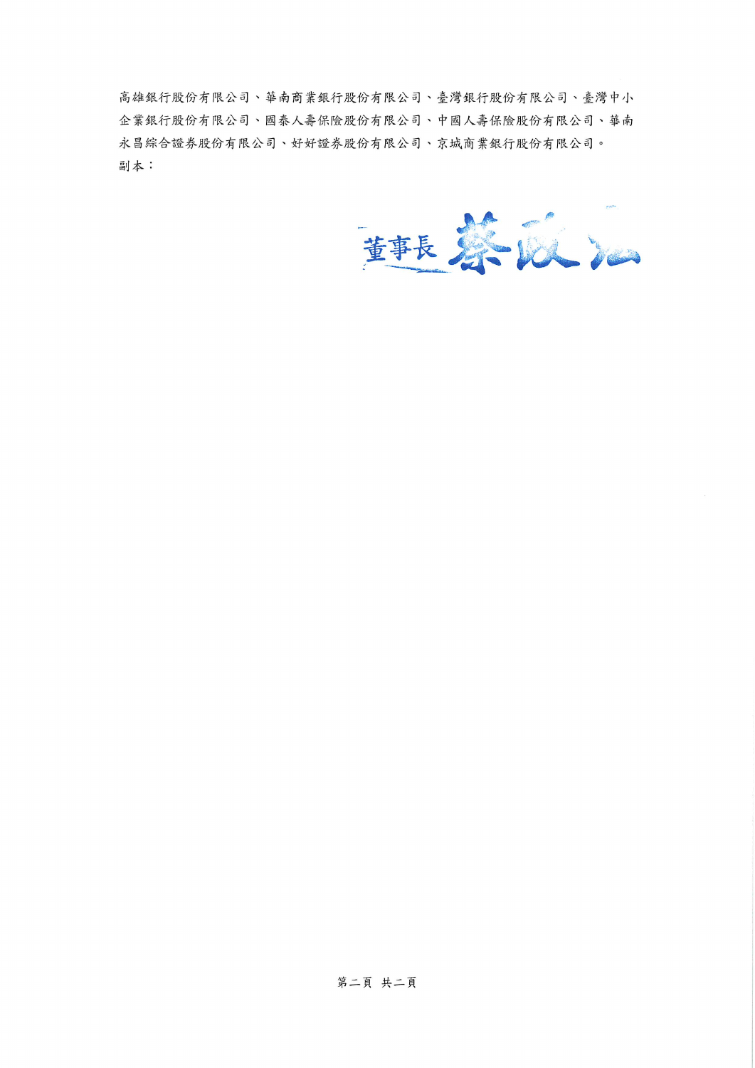高雄銀行股份有限公司、華南商業銀行股份有限公司、臺灣銀行股份有限公司、臺灣中小企業銀行股份有限公司、國泰人壽保險股份有限公司、中國人壽保險股份有限公司、華南永昌綜合證券股份有限公司、好好證券股份有限公司、京城商業銀行股份有限公司。

副本：

董事長 蔡政汕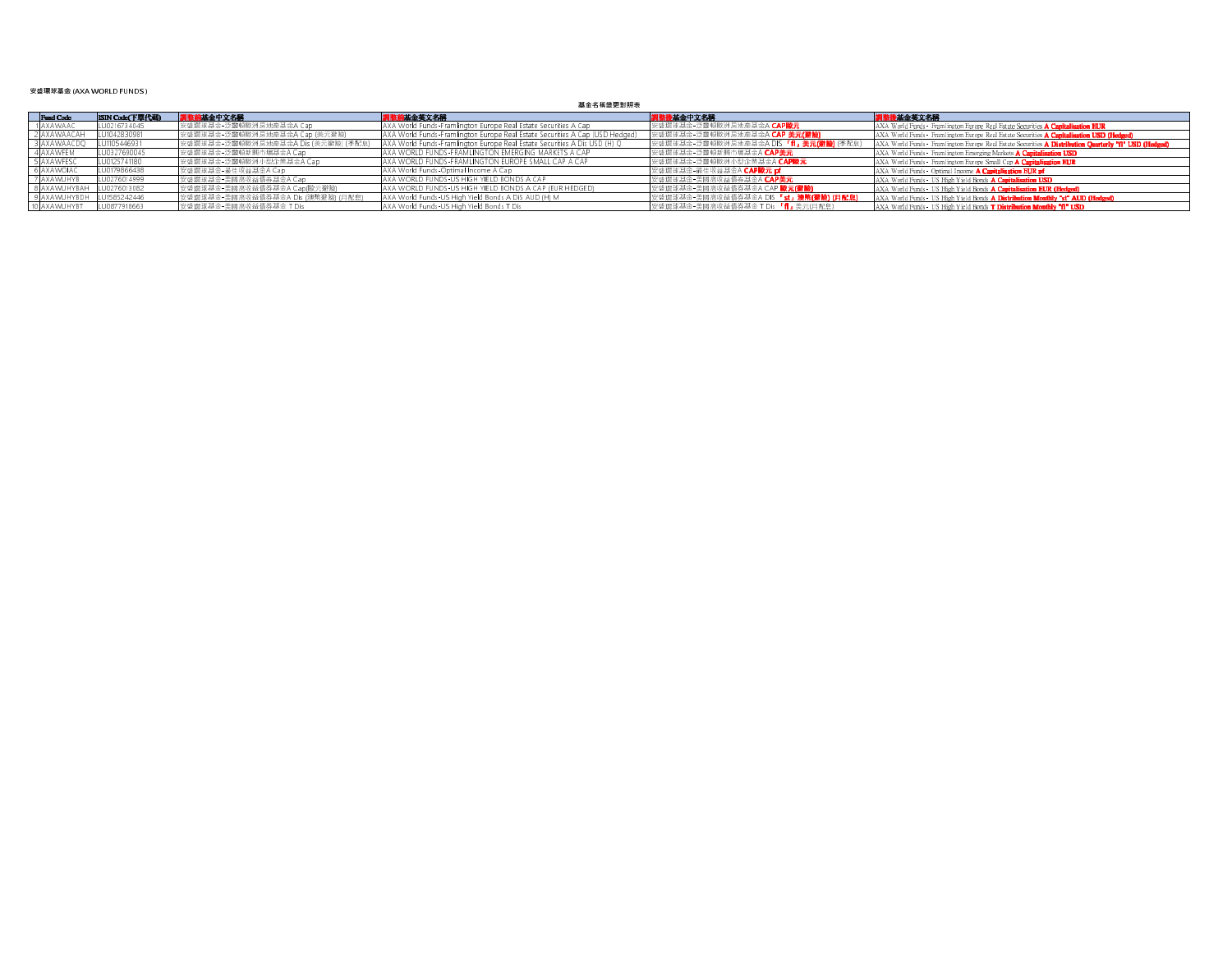安盛環球基金 (AXA WORLD FUNDS)

基金名稱變更對照表

| | Fund Code | ISIN Code(下單代碼) | 調整前基金中文名稱 | 調整前基金英文名稱 | 調整後基金中文名稱 | 調整後基金英文名稱 |
|---|---|---|---|---|---|---|
| 1 | AXAWAAC | LU0216734045 | 安盛環球基金-泛靈頓歐洲房地產基金A Cap | AXA World Funds-Framlington Europe Real Estate Securities A Cap | 安盛環球基金-泛靈頓歐洲房地產基金A **CAP歐元** | AXA World Funds - Framlington Europe Real Estate Securities **A Capitalisation EUR** |
| 2 | AXAWAACAH | LU1042830981 | 安盛環球基金-泛靈頓歐洲房地產基金A Cap (美元避險) | AXA World Funds-Framlington Europe Real Estate Securities A Cap (USD Hedged) | 安盛環球基金-泛靈頓歐洲房地產基金A **CAP 美元(避險)** | AXA World Funds - Framlington Europe Real Estate Securities **A Capitalisation USD (Hedged)** |
| 3 | AXAWAACDQ | LU1105446931 | 安盛環球基金-泛靈頓歐洲房地產基金A Dis (美元避險) (季配息) | AXA World Funds-Framlington Europe Real Estate Securities A Dis USD (H) Q | 安盛環球基金-泛靈頓歐洲房地產基金A DIS **「fl」美元(避險)** (季配息) | AXA World Funds - Framlington Europe Real Estate Securities **A Distribution Quarterly "fl" USD (Hedged)** |
| 4 | AXAWFEM | LU0327690045 | 安盛環球基金-泛靈頓新興市場基金A Cap | AXA WORLD FUNDS-FRAMLINGTON EMERGING MARKETS A CAP | 安盛環球基金-泛靈頓新興市場基金A **CAP美元** | AXA World Funds - Framlington Emerging Markets **A Capitalisation USD** |
| 5 | AXAWFESC | LU0125741180 | 安盛環球基金-泛靈頓歐洲小型企業基金A Cap | AXA WORLD FUNDS-FRAMLINGTON EUROPE SMALL CAP A CAP | 安盛環球基金-泛靈頓歐洲小型企業基金A **CAP歐元** | AXA World Funds - Framlington Europe Small Cap **A Capitalisation EUR** |
| 6 | AXAWOIAC | LU0179866438 | 安盛環球基金-最佳收益基金A Cap | AXA World Funds-Optimal Income A Cap | 安盛環球基金-最佳收益基金A **CAP歐元 pf** | AXA World Funds - Optimal Income **A Capitalisation EUR pf** |
| 7 | AXAWUHYB | LU0276014999 | 安盛環球基金-美國高收益債券基金A Cap | AXA WORLD FUNDS-US HIGH YIELD BONDS A CAP | 安盛環球基金-美國高收益債券基金A **CAP美元** | AXA World Funds - US High Yield Bonds **A Capitalisation USD** |
| 8 | AXAWUHYBAH | LU0276013082 | 安盛環球基金-美國高收益債券基金A Cap(歐元避險) | AXA WORLD FUNDS-US HIGH YIELD BONDS A CAP (EUR HEDGED) | 安盛環球基金-美國高收益債券基金A CAP **歐元(避險)** | AXA World Funds - US High Yield Bonds **A Capitalisation EUR (Hedged)** |
| 9 | AXAWUHYBDH | LU1585242446 | 安盛環球基金-美國高收益債券基金A Dis (澳幣避險) (月配息) | AXA World Funds-US High Yield Bonds A Dis AUD (H) M | 安盛環球基金-美國高收益債券基金A DIS **「st」澳幣(避險) (月配息)** | AXA World Funds - US High Yield Bonds **A Distribution Monthly "st" AUD (Hedged)** |
| 10 | AXAWUHYBT | LU0877918663 | 安盛環球基金-美國高收益債券基金 T Dis | AXA World Funds-US High Yield Bonds T Dis | 安盛環球基金-美國高收益債券基金 T Dis **「fl」**美元(月配息) | AXA World Funds - US High Yield Bonds **T Distribution Monthly "fl" USD** |